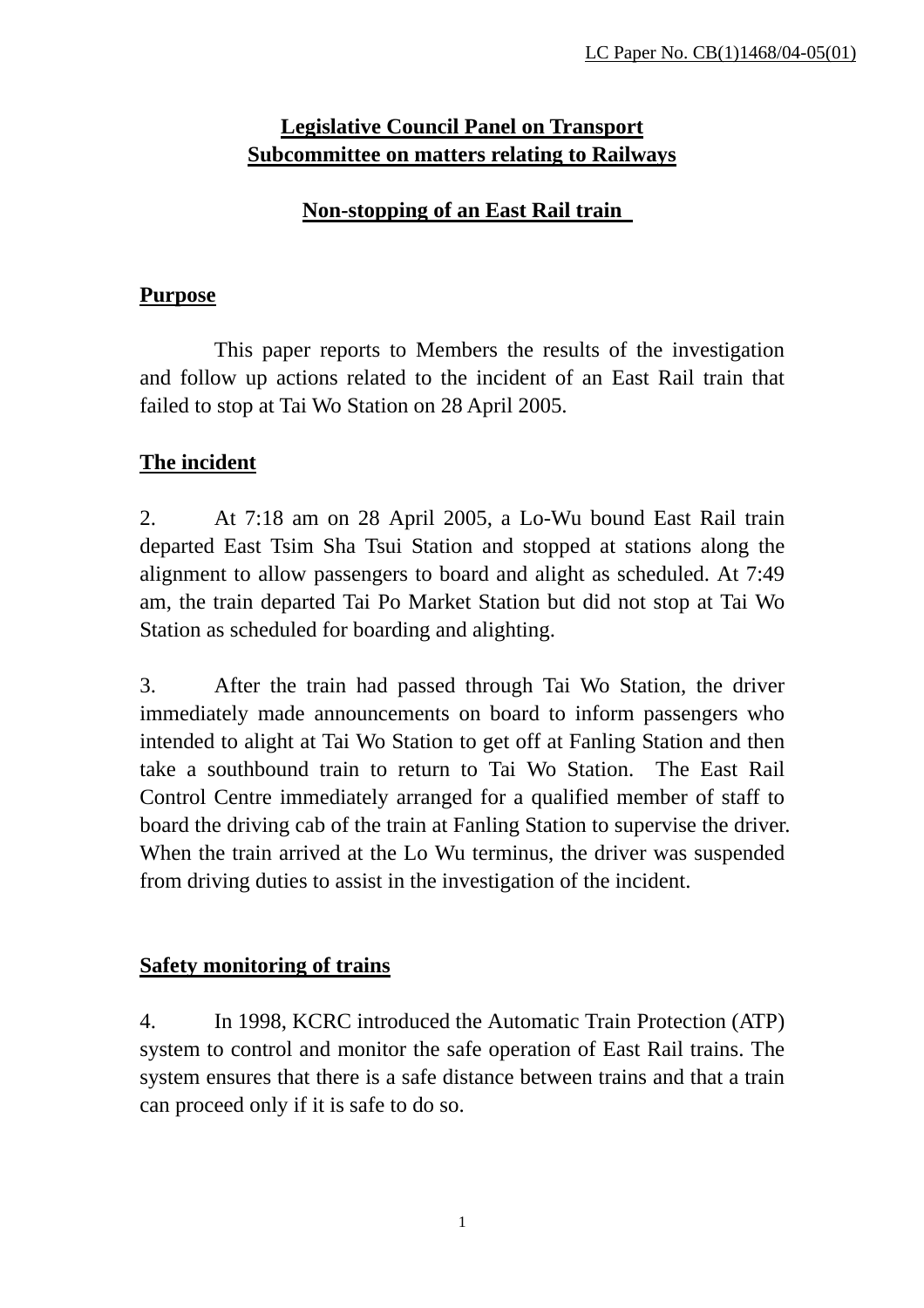LC Paper No. CB(1)1468/04-05(01)

# Legislative Council Panel on Transport
# Subcommittee on matters relating to Railways

## Non-stopping of an East Rail train

### Purpose

This paper reports to Members the results of the investigation and follow up actions related to the incident of an East Rail train that failed to stop at Tai Wo Station on 28 April 2005.

### The incident

2. At 7:18 am on 28 April 2005, a Lo-Wu bound East Rail train departed East Tsim Sha Tsui Station and stopped at stations along the alignment to allow passengers to board and alight as scheduled. At 7:49 am, the train departed Tai Po Market Station but did not stop at Tai Wo Station as scheduled for boarding and alighting.

3. After the train had passed through Tai Wo Station, the driver immediately made announcements on board to inform passengers who intended to alight at Tai Wo Station to get off at Fanling Station and then take a southbound train to return to Tai Wo Station. The East Rail Control Centre immediately arranged for a qualified member of staff to board the driving cab of the train at Fanling Station to supervise the driver. When the train arrived at the Lo Wu terminus, the driver was suspended from driving duties to assist in the investigation of the incident.

### Safety monitoring of trains

4. In 1998, KCRC introduced the Automatic Train Protection (ATP) system to control and monitor the safe operation of East Rail trains. The system ensures that there is a safe distance between trains and that a train can proceed only if it is safe to do so.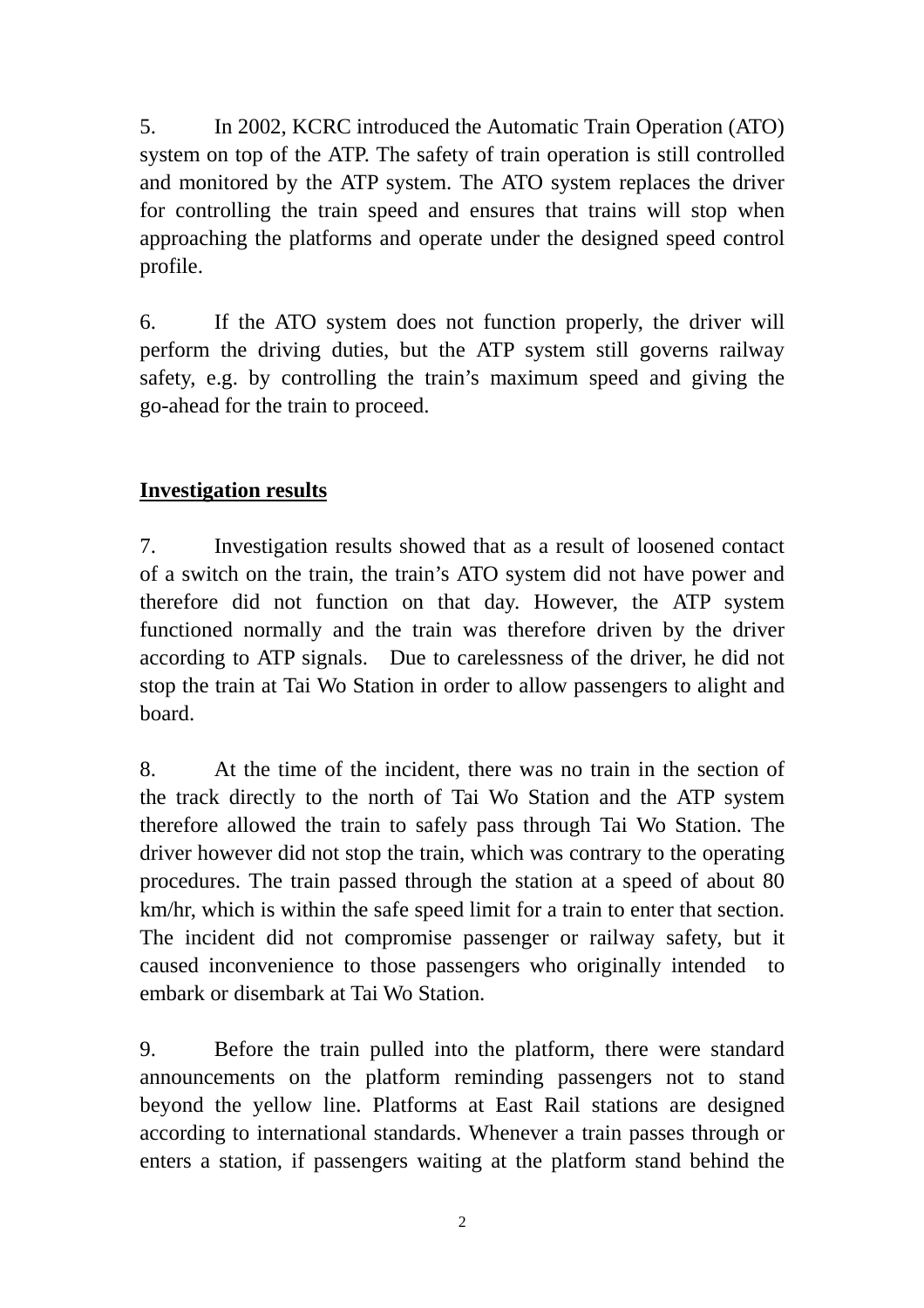5. In 2002, KCRC introduced the Automatic Train Operation (ATO) system on top of the ATP. The safety of train operation is still controlled and monitored by the ATP system. The ATO system replaces the driver for controlling the train speed and ensures that trains will stop when approaching the platforms and operate under the designed speed control profile.

6. If the ATO system does not function properly, the driver will perform the driving duties, but the ATP system still governs railway safety, e.g. by controlling the train's maximum speed and giving the go-ahead for the train to proceed.

**Investigation results**

7. Investigation results showed that as a result of loosened contact of a switch on the train, the train's ATO system did not have power and therefore did not function on that day. However, the ATP system functioned normally and the train was therefore driven by the driver according to ATP signals. Due to carelessness of the driver, he did not stop the train at Tai Wo Station in order to allow passengers to alight and board.

8. At the time of the incident, there was no train in the section of the track directly to the north of Tai Wo Station and the ATP system therefore allowed the train to safely pass through Tai Wo Station. The driver however did not stop the train, which was contrary to the operating procedures. The train passed through the station at a speed of about 80 km/hr, which is within the safe speed limit for a train to enter that section. The incident did not compromise passenger or railway safety, but it caused inconvenience to those passengers who originally intended to embark or disembark at Tai Wo Station.

9. Before the train pulled into the platform, there were standard announcements on the platform reminding passengers not to stand beyond the yellow line. Platforms at East Rail stations are designed according to international standards. Whenever a train passes through or enters a station, if passengers waiting at the platform stand behind the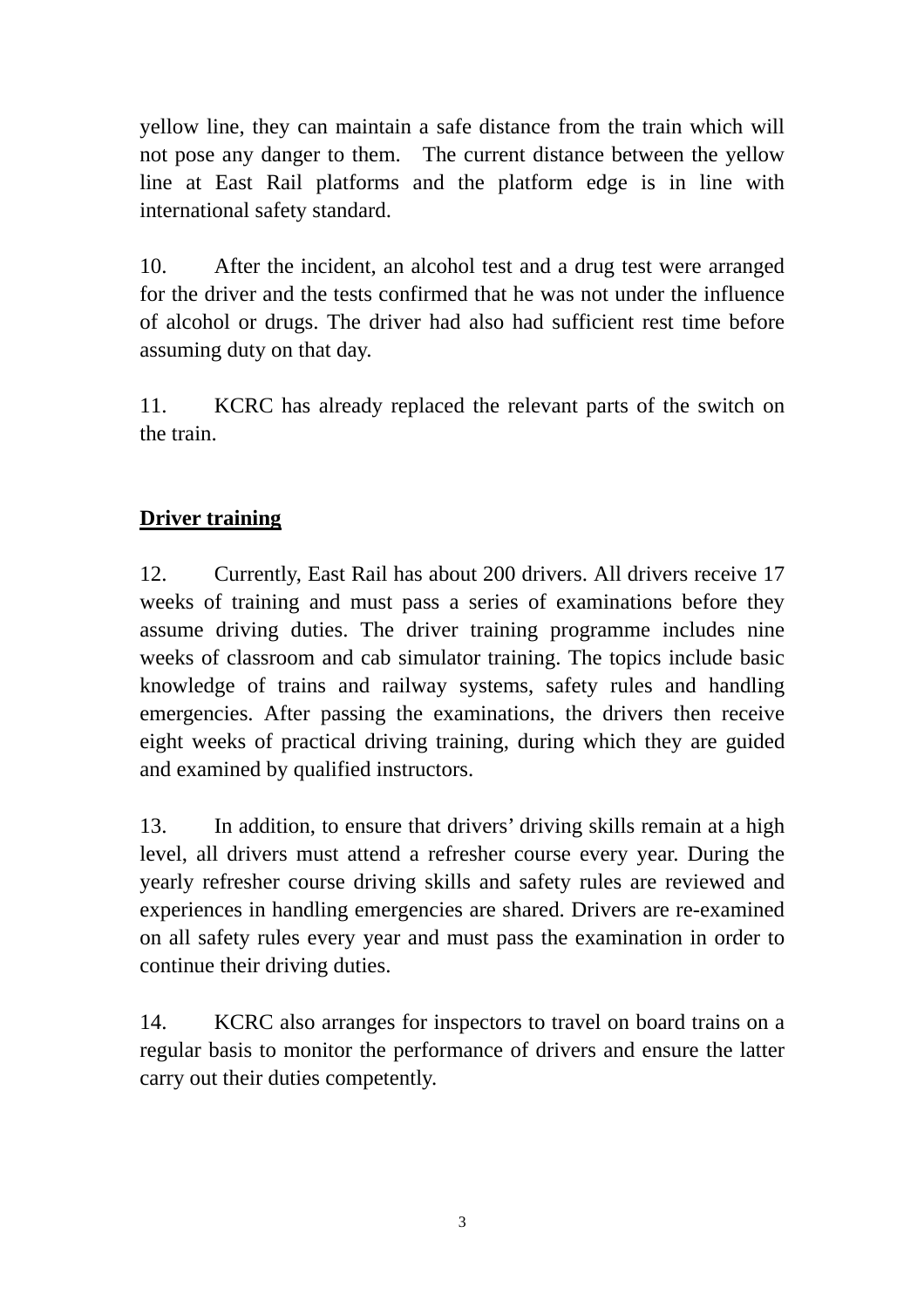yellow line, they can maintain a safe distance from the train which will not pose any danger to them. The current distance between the yellow line at East Rail platforms and the platform edge is in line with international safety standard.

10. After the incident, an alcohol test and a drug test were arranged for the driver and the tests confirmed that he was not under the influence of alcohol or drugs. The driver had also had sufficient rest time before assuming duty on that day.

11. KCRC has already replaced the relevant parts of the switch on the train.

## Driver training

12. Currently, East Rail has about 200 drivers. All drivers receive 17 weeks of training and must pass a series of examinations before they assume driving duties. The driver training programme includes nine weeks of classroom and cab simulator training. The topics include basic knowledge of trains and railway systems, safety rules and handling emergencies. After passing the examinations, the drivers then receive eight weeks of practical driving training, during which they are guided and examined by qualified instructors.

13. In addition, to ensure that drivers' driving skills remain at a high level, all drivers must attend a refresher course every year. During the yearly refresher course driving skills and safety rules are reviewed and experiences in handling emergencies are shared. Drivers are re-examined on all safety rules every year and must pass the examination in order to continue their driving duties.

14. KCRC also arranges for inspectors to travel on board trains on a regular basis to monitor the performance of drivers and ensure the latter carry out their duties competently.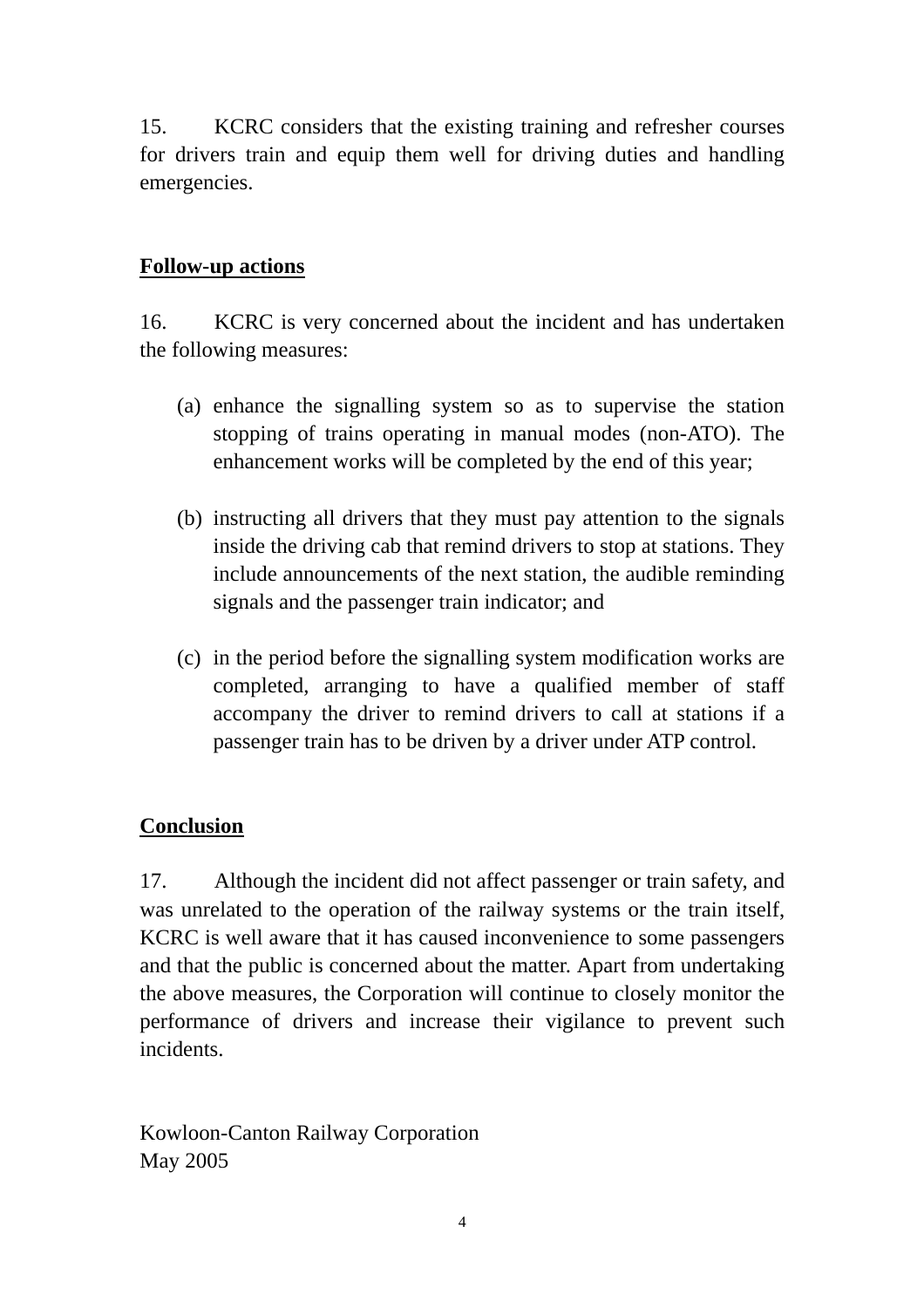15. KCRC considers that the existing training and refresher courses for drivers train and equip them well for driving duties and handling emergencies.

**Follow-up actions**

16. KCRC is very concerned about the incident and has undertaken the following measures:

(a) enhance the signalling system so as to supervise the station stopping of trains operating in manual modes (non-ATO). The enhancement works will be completed by the end of this year;

(b) instructing all drivers that they must pay attention to the signals inside the driving cab that remind drivers to stop at stations. They include announcements of the next station, the audible reminding signals and the passenger train indicator; and

(c) in the period before the signalling system modification works are completed, arranging to have a qualified member of staff accompany the driver to remind drivers to call at stations if a passenger train has to be driven by a driver under ATP control.

**Conclusion**

17. Although the incident did not affect passenger or train safety, and was unrelated to the operation of the railway systems or the train itself, KCRC is well aware that it has caused inconvenience to some passengers and that the public is concerned about the matter. Apart from undertaking the above measures, the Corporation will continue to closely monitor the performance of drivers and increase their vigilance to prevent such incidents.

Kowloon-Canton Railway Corporation
May 2005